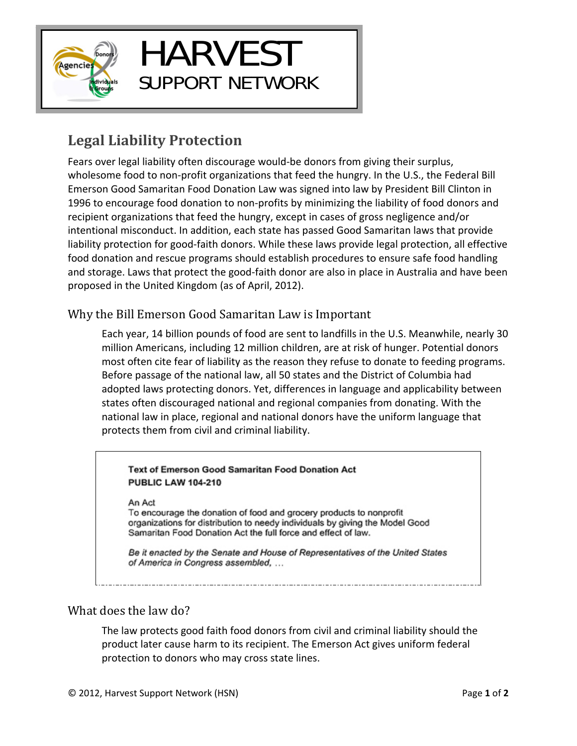# HARVEST SUPPORT NETWORK

## Legal Liability Protection

Fears over legal liability often discourage would-be donors from giving their surplus, wholesome food to non-profit organizations that feed the hungry. In the U.S., the Federal Bill Emerson Good Samaritan Food Donation Law was signed into law by President Bill Clinton in 1996 to encourage food donation to non-profits by minimizing the liability of food donors and recipient organizations that feed the hungry, except in cases of gross negligence and/or intentional misconduct. In addition, each state has passed Good Samaritan laws that provide liability protection for good-faith donors. While these laws provide legal protection, all effective food donation and rescue programs should establish procedures to ensure safe food handling and storage. Laws that protect the good-faith donor are also in place in Australia and have been proposed in the United Kingdom (as of April, 2012).

### Why the Bill Emerson Good Samaritan Law is Important

Each year, 14 billion pounds of food are sent to landfills in the U.S. Meanwhile, nearly 30 million Americans, including 12 million children, are at risk of hunger. Potential donors most often cite fear of liability as the reason they refuse to donate to feeding programs. Before passage of the national law, all 50 states and the District of Columbia had adopted laws protecting donors. Yet, differences in language and applicability between states often discouraged national and regional companies from donating. With the national law in place, regional and national donors have the uniform language that protects them from civil and criminal liability.

**Text of Emerson Good Samaritan Food Donation Act**
**PUBLIC LAW 104-210**

An Act
To encourage the donation of food and grocery products to nonprofit organizations for distribution to needy individuals by giving the Model Good Samaritan Food Donation Act the full force and effect of law.

*Be it enacted by the Senate and House of Representatives of the United States of America in Congress assembled, …*

### What does the law do?

The law protects good faith food donors from civil and criminal liability should the product later cause harm to its recipient. The Emerson Act gives uniform federal protection to donors who may cross state lines.

© 2012, Harvest Support Network (HSN)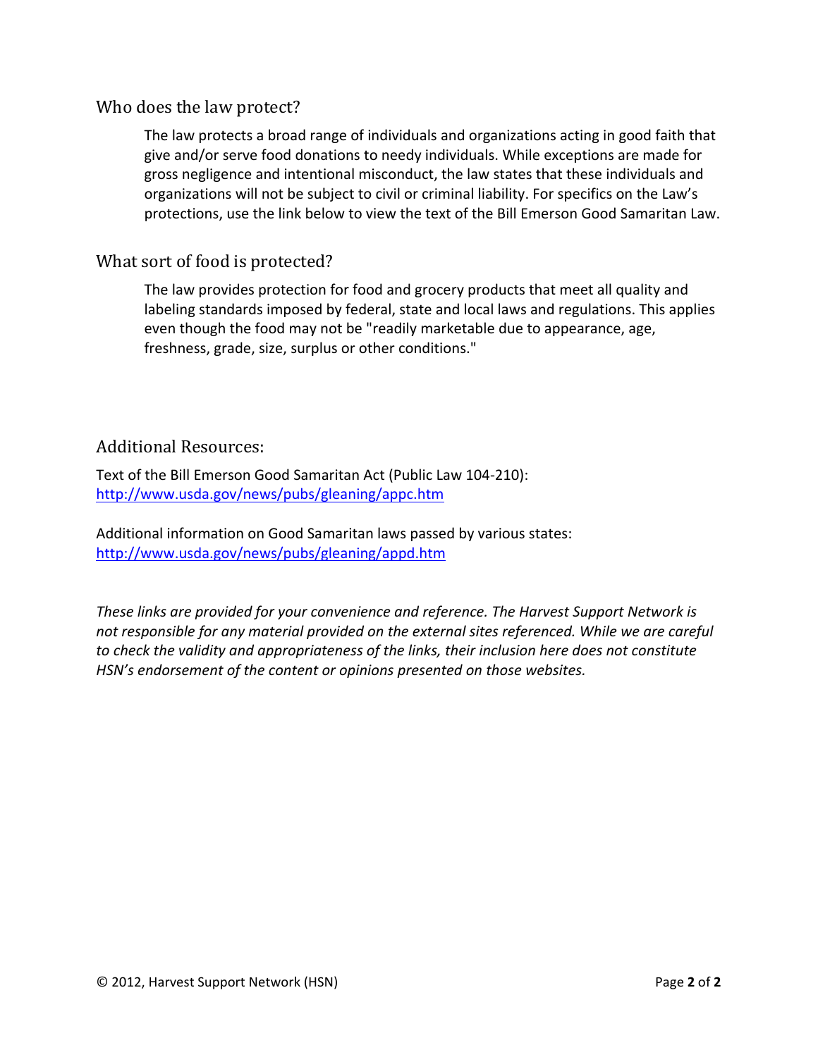## Who does the law protect?

The law protects a broad range of individuals and organizations acting in good faith that give and/or serve food donations to needy individuals. While exceptions are made for gross negligence and intentional misconduct, the law states that these individuals and organizations will not be subject to civil or criminal liability. For specifics on the Law's protections, use the link below to view the text of the Bill Emerson Good Samaritan Law.

## What sort of food is protected?

The law provides protection for food and grocery products that meet all quality and labeling standards imposed by federal, state and local laws and regulations. This applies even though the food may not be "readily marketable due to appearance, age, freshness, grade, size, surplus or other conditions."

## Additional Resources:

Text of the Bill Emerson Good Samaritan Act (Public Law 104-210):
http://www.usda.gov/news/pubs/gleaning/appc.htm

Additional information on Good Samaritan laws passed by various states:
http://www.usda.gov/news/pubs/gleaning/appd.htm

*These links are provided for your convenience and reference. The Harvest Support Network is not responsible for any material provided on the external sites referenced. While we are careful to check the validity and appropriateness of the links, their inclusion here does not constitute HSN's endorsement of the content or opinions presented on those websites.*

© 2012, Harvest Support Network (HSN)